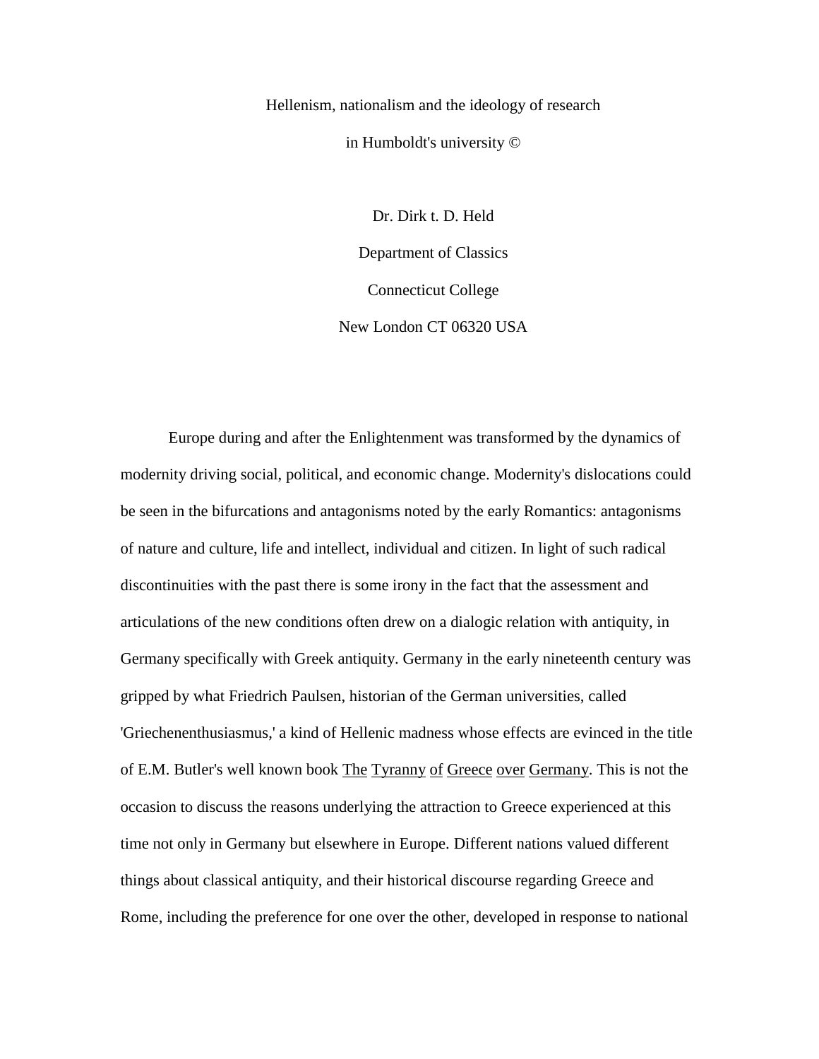# Hellenism, nationalism and the ideology of research in Humboldt's university ©

Dr. Dirk t. D. Held

Department of Classics

Connecticut College

New London CT 06320 USA

Europe during and after the Enlightenment was transformed by the dynamics of modernity driving social, political, and economic change. Modernity's dislocations could be seen in the bifurcations and antagonisms noted by the early Romantics: antagonisms of nature and culture, life and intellect, individual and citizen. In light of such radical discontinuities with the past there is some irony in the fact that the assessment and articulations of the new conditions often drew on a dialogic relation with antiquity, in Germany specifically with Greek antiquity. Germany in the early nineteenth century was gripped by what Friedrich Paulsen, historian of the German universities, called 'Griechenenthusiasmus,' a kind of Hellenic madness whose effects are evinced in the title of E.M. Butler's well known book The Tyranny of Greece over Germany. This is not the occasion to discuss the reasons underlying the attraction to Greece experienced at this time not only in Germany but elsewhere in Europe. Different nations valued different things about classical antiquity, and their historical discourse regarding Greece and Rome, including the preference for one over the other, developed in response to national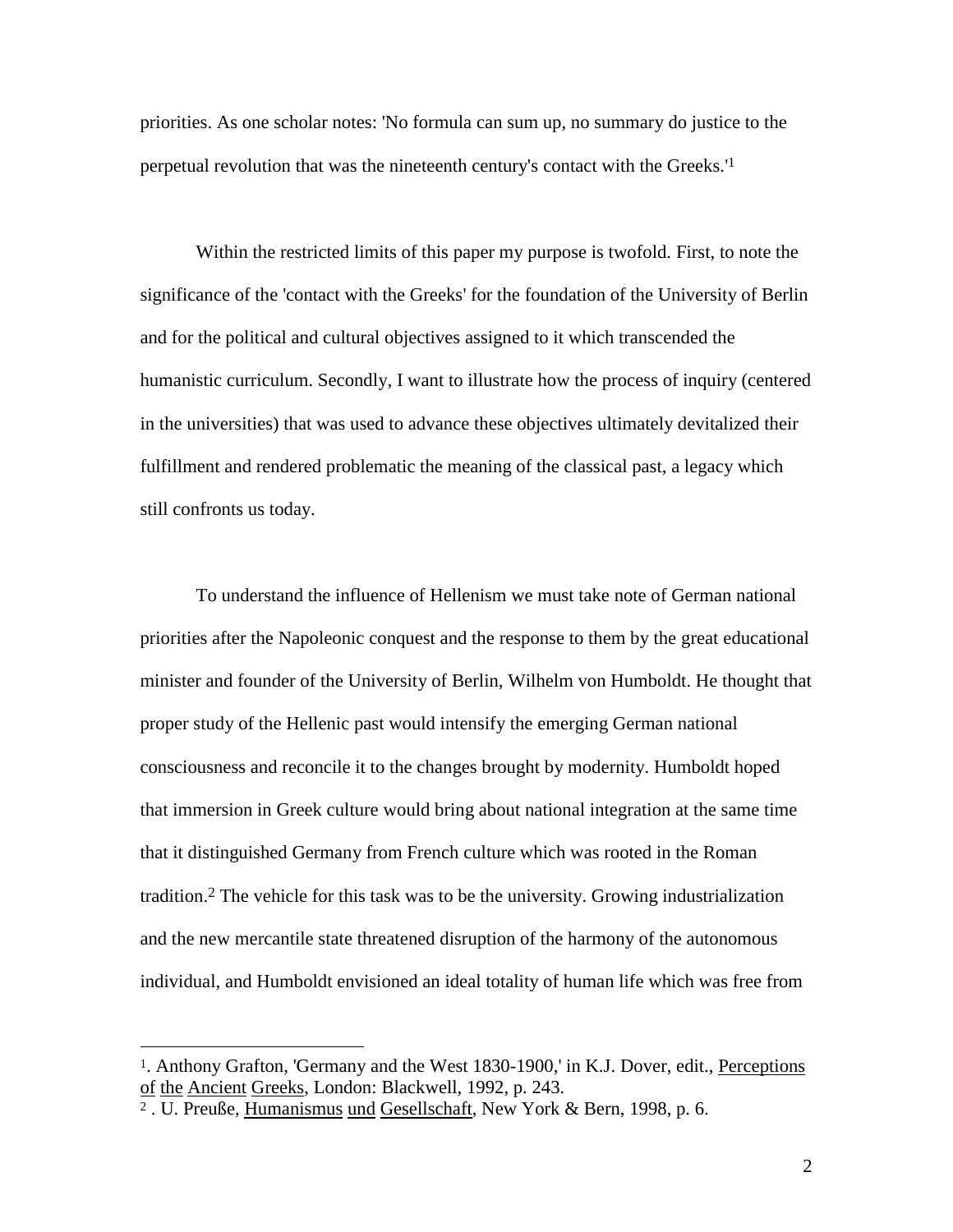priorities. As one scholar notes: 'No formula can sum up, no summary do justice to the perpetual revolution that was the nineteenth century's contact with the Greeks.'[1]

Within the restricted limits of this paper my purpose is twofold. First, to note the significance of the 'contact with the Greeks' for the foundation of the University of Berlin and for the political and cultural objectives assigned to it which transcended the humanistic curriculum. Secondly, I want to illustrate how the process of inquiry (centered in the universities) that was used to advance these objectives ultimately devitalized their fulfillment and rendered problematic the meaning of the classical past, a legacy which still confronts us today.

To understand the influence of Hellenism we must take note of German national priorities after the Napoleonic conquest and the response to them by the great educational minister and founder of the University of Berlin, Wilhelm von Humboldt. He thought that proper study of the Hellenic past would intensify the emerging German national consciousness and reconcile it to the changes brought by modernity. Humboldt hoped that immersion in Greek culture would bring about national integration at the same time that it distinguished Germany from French culture which was rooted in the Roman tradition.[2] The vehicle for this task was to be the university. Growing industrialization and the new mercantile state threatened disruption of the harmony of the autonomous individual, and Humboldt envisioned an ideal totality of human life which was free from

---

[1]. Anthony Grafton, 'Germany and the West 1830-1900,' in K.J. Dover, edit., Perceptions of the Ancient Greeks, London: Blackwell, 1992, p. 243.

[2] . U. Preuße, Humanismus und Gesellschaft, New York & Bern, 1998, p. 6.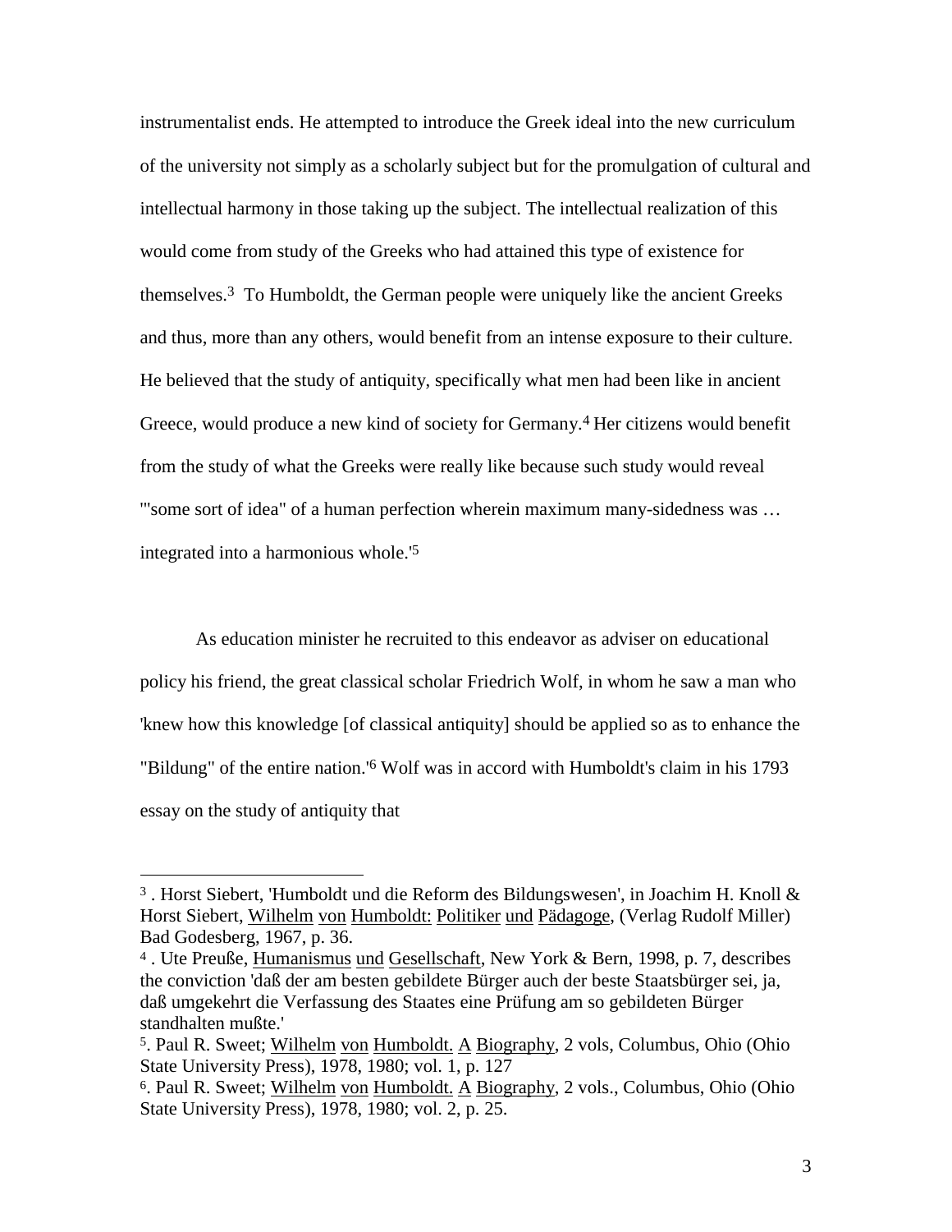instrumentalist ends. He attempted to introduce the Greek ideal into the new curriculum of the university not simply as a scholarly subject but for the promulgation of cultural and intellectual harmony in those taking up the subject. The intellectual realization of this would come from study of the Greeks who had attained this type of existence for themselves.[3] To Humboldt, the German people were uniquely like the ancient Greeks and thus, more than any others, would benefit from an intense exposure to their culture. He believed that the study of antiquity, specifically what men had been like in ancient Greece, would produce a new kind of society for Germany.[4] Her citizens would benefit from the study of what the Greeks were really like because such study would reveal '"some sort of idea" of a human perfection wherein maximum many-sidedness was … integrated into a harmonious whole.'[5]

As education minister he recruited to this endeavor as adviser on educational policy his friend, the great classical scholar Friedrich Wolf, in whom he saw a man who 'knew how this knowledge [of classical antiquity] should be applied so as to enhance the "Bildung" of the entire nation.'[6] Wolf was in accord with Humboldt's claim in his 1793 essay on the study of antiquity that

---

[3] . Horst Siebert, 'Humboldt und die Reform des Bildungswesen', in Joachim H. Knoll & Horst Siebert, Wilhelm von Humboldt: Politiker und Pädagoge, (Verlag Rudolf Miller) Bad Godesberg, 1967, p. 36.

[4] . Ute Preuße, Humanismus und Gesellschaft, New York & Bern, 1998, p. 7, describes the conviction 'daß der am besten gebildete Bürger auch der beste Staatsbürger sei, ja, daß umgekehrt die Verfassung des Staates eine Prüfung am so gebildeten Bürger standhalten mußte.'

[5]. Paul R. Sweet; Wilhelm von Humboldt. A Biography, 2 vols, Columbus, Ohio (Ohio State University Press), 1978, 1980; vol. 1, p. 127

[6]. Paul R. Sweet; Wilhelm von Humboldt. A Biography, 2 vols., Columbus, Ohio (Ohio State University Press), 1978, 1980; vol. 2, p. 25.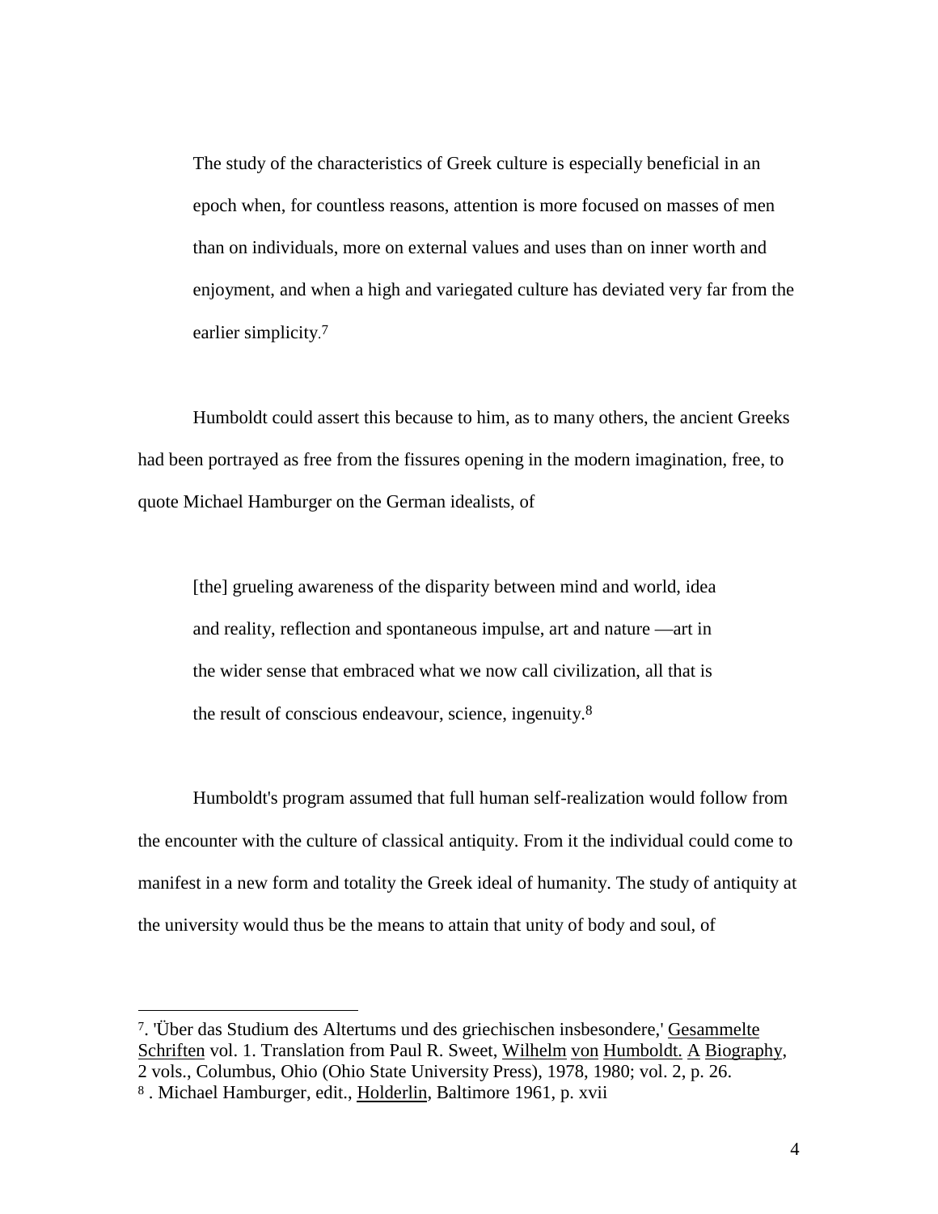> The study of the characteristics of Greek culture is especially beneficial in an epoch when, for countless reasons, attention is more focused on masses of men than on individuals, more on external values and uses than on inner worth and enjoyment, and when a high and variegated culture has deviated very far from the earlier simplicity.[7]

Humboldt could assert this because to him, as to many others, the ancient Greeks had been portrayed as free from the fissures opening in the modern imagination, free, to quote Michael Hamburger on the German idealists, of

> [the] grueling awareness of the disparity between mind and world, idea and reality, reflection and spontaneous impulse, art and nature —art in the wider sense that embraced what we now call civilization, all that is the result of conscious endeavour, science, ingenuity.[8]

Humboldt's program assumed that full human self-realization would follow from the encounter with the culture of classical antiquity. From it the individual could come to manifest in a new form and totality the Greek ideal of humanity. The study of antiquity at the university would thus be the means to attain that unity of body and soul, of

---

7. 'Über das Studium des Altertums und des griechischen insbesondere,' Gesammelte Schriften vol. 1. Translation from Paul R. Sweet, Wilhelm von Humboldt. A Biography, 2 vols., Columbus, Ohio (Ohio State University Press), 1978, 1980; vol. 2, p. 26.

8. Michael Hamburger, edit., Holderlin, Baltimore 1961, p. xvii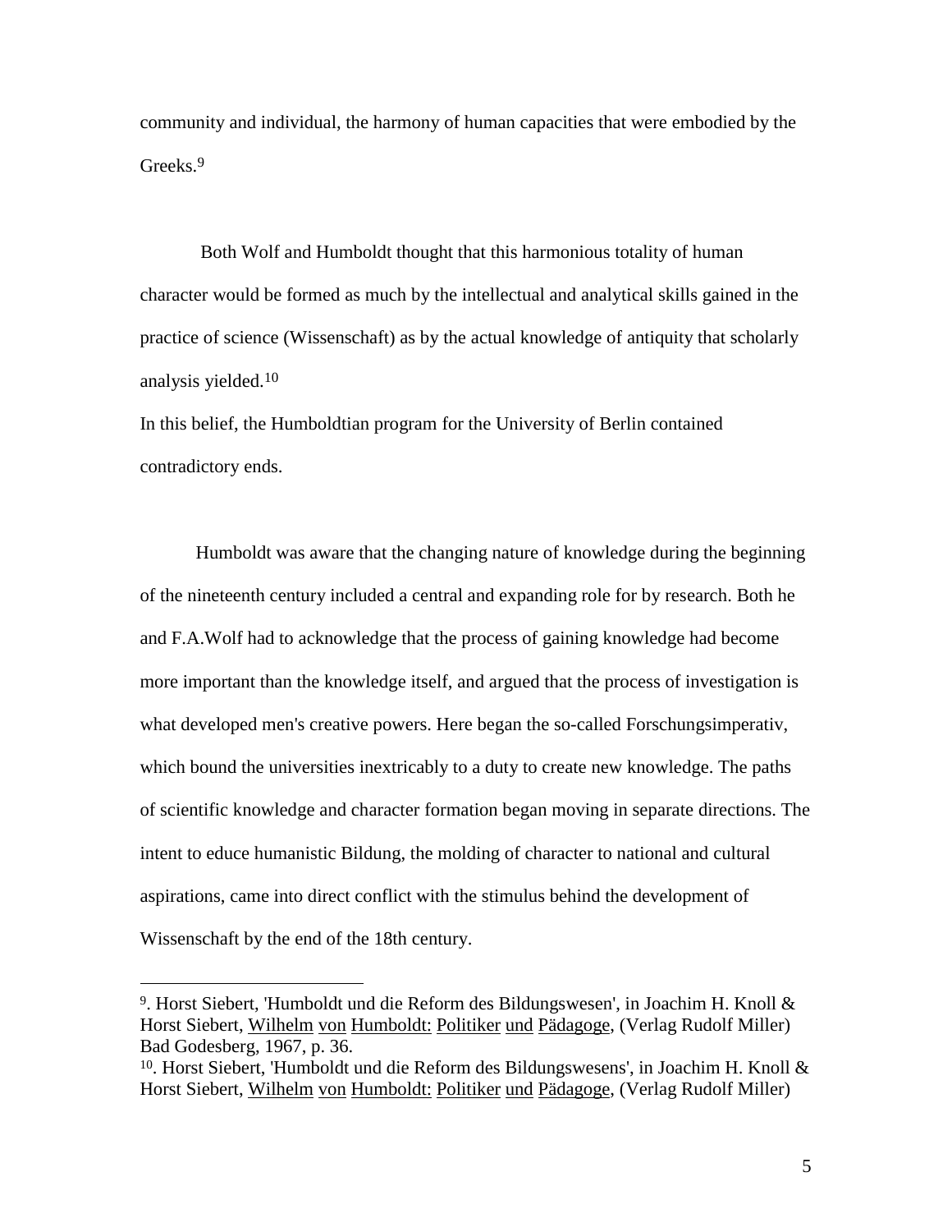community and individual, the harmony of human capacities that were embodied by the Greeks.[9]

Both Wolf and Humboldt thought that this harmonious totality of human character would be formed as much by the intellectual and analytical skills gained in the practice of science (Wissenschaft) as by the actual knowledge of antiquity that scholarly analysis yielded.[10]

In this belief, the Humboldtian program for the University of Berlin contained contradictory ends.

Humboldt was aware that the changing nature of knowledge during the beginning of the nineteenth century included a central and expanding role for by research. Both he and F.A.Wolf had to acknowledge that the process of gaining knowledge had become more important than the knowledge itself, and argued that the process of investigation is what developed men's creative powers. Here began the so-called Forschungsimperativ, which bound the universities inextricably to a duty to create new knowledge. The paths of scientific knowledge and character formation began moving in separate directions. The intent to educe humanistic Bildung, the molding of character to national and cultural aspirations, came into direct conflict with the stimulus behind the development of Wissenschaft by the end of the 18th century.

---

[9]. Horst Siebert, 'Humboldt und die Reform des Bildungswesen', in Joachim H. Knoll & Horst Siebert, Wilhelm von Humboldt: Politiker und Pädagoge, (Verlag Rudolf Miller) Bad Godesberg, 1967, p. 36.

[10]. Horst Siebert, 'Humboldt und die Reform des Bildungswesens', in Joachim H. Knoll & Horst Siebert, Wilhelm von Humboldt: Politiker und Pädagoge, (Verlag Rudolf Miller)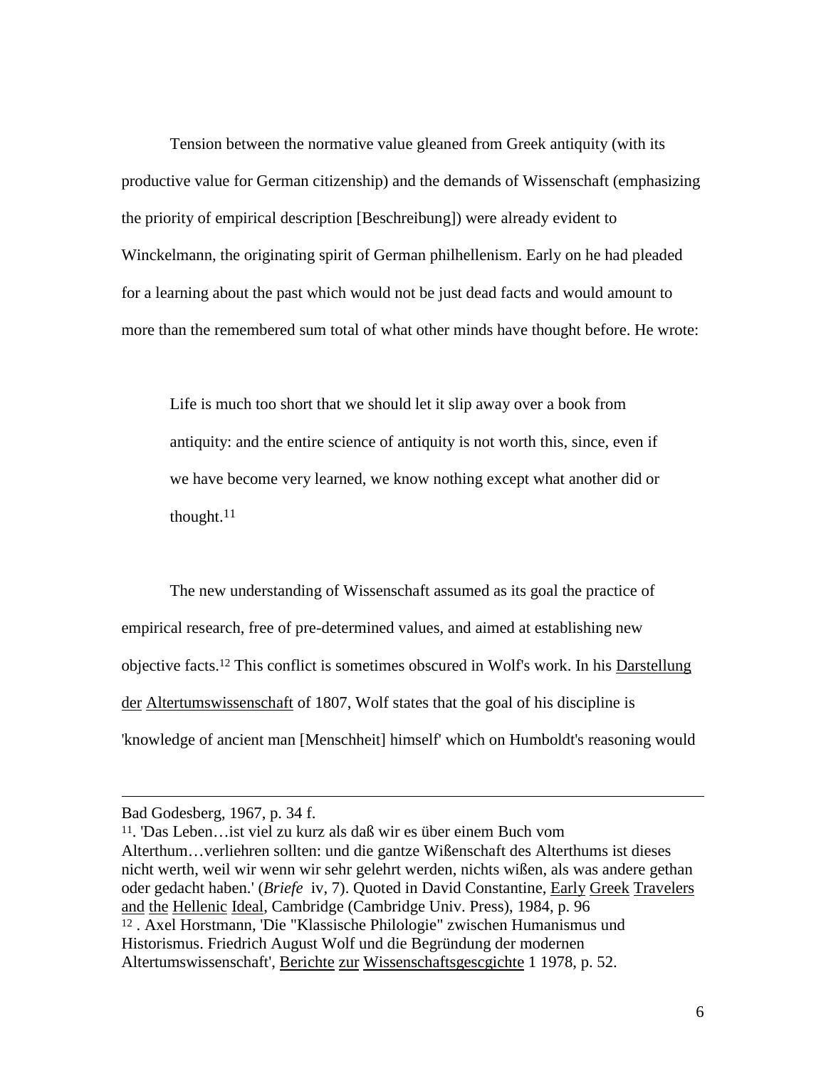Tension between the normative value gleaned from Greek antiquity (with its productive value for German citizenship) and the demands of Wissenschaft (emphasizing the priority of empirical description [Beschreibung]) were already evident to Winckelmann, the originating spirit of German philhellenism. Early on he had pleaded for a learning about the past which would not be just dead facts and would amount to more than the remembered sum total of what other minds have thought before. He wrote:

> Life is much too short that we should let it slip away over a book from antiquity: and the entire science of antiquity is not worth this, since, even if we have become very learned, we know nothing except what another did or thought.[11]

The new understanding of Wissenschaft assumed as its goal the practice of empirical research, free of pre-determined values, and aimed at establishing new objective facts.[12] This conflict is sometimes obscured in Wolf's work. In his Darstellung der Altertumswissenschaft of 1807, Wolf states that the goal of his discipline is 'knowledge of ancient man [Menschheit] himself' which on Humboldt's reasoning would

---

Bad Godesberg, 1967, p. 34 f.

11. 'Das Leben…ist viel zu kurz als daß wir es über einem Buch vom Alterthum…verliehren sollten: und die gantze Wißenschaft des Alterthums ist dieses nicht werth, weil wir wenn wir sehr gelehrt werden, nichts wißen, als was andere gethan oder gedacht haben.' (*Briefe* iv, 7). Quoted in David Constantine, Early Greek Travelers and the Hellenic Ideal, Cambridge (Cambridge Univ. Press), 1984, p. 96

12 . Axel Horstmann, 'Die "Klassische Philologie" zwischen Humanismus und Historismus. Friedrich August Wolf und die Begründung der modernen Altertumswissenschaft', Berichte zur Wissenschaftsgescgichte 1 1978, p. 52.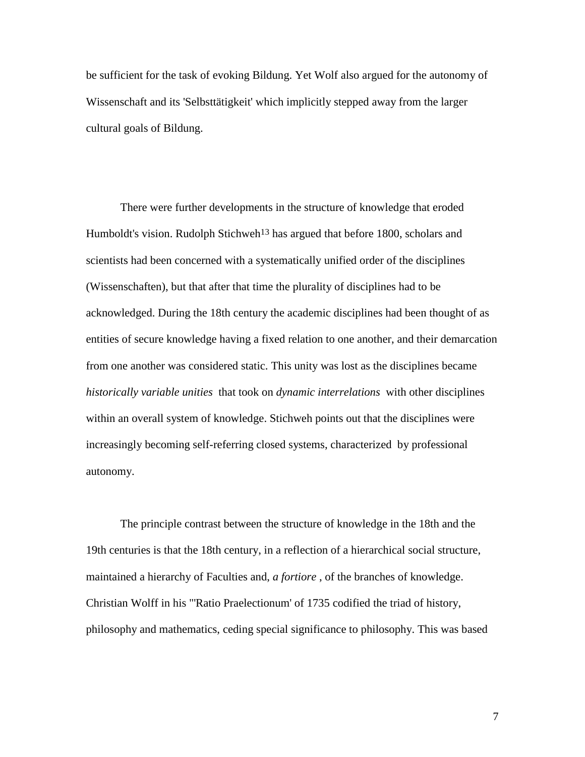be sufficient for the task of evoking Bildung. Yet Wolf also argued for the autonomy of Wissenschaft and its 'Selbsttätigkeit' which implicitly stepped away from the larger cultural goals of Bildung.

There were further developments in the structure of knowledge that eroded Humboldt's vision. Rudolph Stichweh[13] has argued that before 1800, scholars and scientists had been concerned with a systematically unified order of the disciplines (Wissenschaften), but that after that time the plurality of disciplines had to be acknowledged. During the 18th century the academic disciplines had been thought of as entities of secure knowledge having a fixed relation to one another, and their demarcation from one another was considered static. This unity was lost as the disciplines became *historically variable unities* that took on *dynamic interrelations* with other disciplines within an overall system of knowledge. Stichweh points out that the disciplines were increasingly becoming self-referring closed systems, characterized by professional autonomy.

The principle contrast between the structure of knowledge in the 18th and the 19th centuries is that the 18th century, in a reflection of a hierarchical social structure, maintained a hierarchy of Faculties and, *a fortiore* , of the branches of knowledge. Christian Wolff in his "'Ratio Praelectionum' of 1735 codified the triad of history, philosophy and mathematics, ceding special significance to philosophy. This was based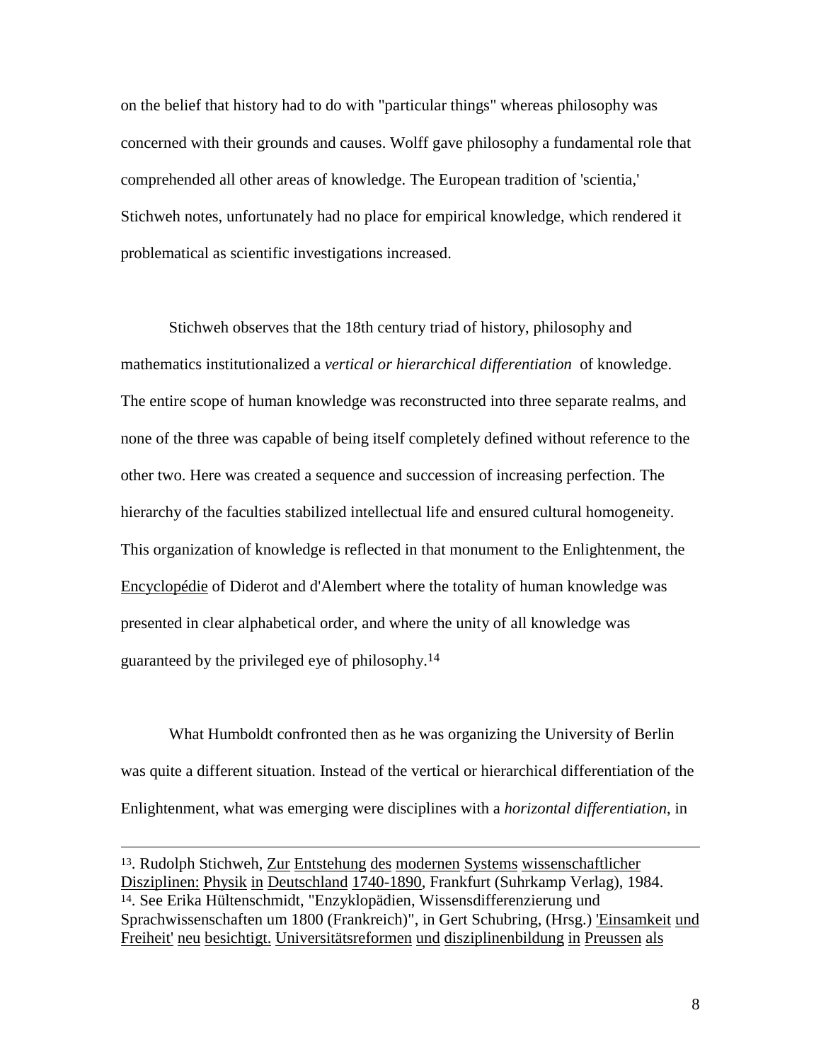on the belief that history had to do with "particular things" whereas philosophy was concerned with their grounds and causes. Wolff gave philosophy a fundamental role that comprehended all other areas of knowledge. The European tradition of 'scientia,' Stichweh notes, unfortunately had no place for empirical knowledge, which rendered it problematical as scientific investigations increased.

Stichweh observes that the 18th century triad of history, philosophy and mathematics institutionalized a *vertical or hierarchical differentiation* of knowledge. The entire scope of human knowledge was reconstructed into three separate realms, and none of the three was capable of being itself completely defined without reference to the other two. Here was created a sequence and succession of increasing perfection. The hierarchy of the faculties stabilized intellectual life and ensured cultural homogeneity. This organization of knowledge is reflected in that monument to the Enlightenment, the Encyclopédie of Diderot and d'Alembert where the totality of human knowledge was presented in clear alphabetical order, and where the unity of all knowledge was guaranteed by the privileged eye of philosophy.[14]

What Humboldt confronted then as he was organizing the University of Berlin was quite a different situation. Instead of the vertical or hierarchical differentiation of the Enlightenment, what was emerging were disciplines with a *horizontal differentiation*, in

---

[13]. Rudolph Stichweh, Zur Entstehung des modernen Systems wissenschaftlicher Disziplinen: Physik in Deutschland 1740-1890, Frankfurt (Suhrkamp Verlag), 1984.

[14]. See Erika Hültenschmidt, "Enzyklopädien, Wissensdifferenzierung und Sprachwissenschaften um 1800 (Frankreich)", in Gert Schubring, (Hrsg.) 'Einsamkeit und Freiheit' neu besichtigt. Universitätsreformen und disziplinenbildung in Preussen als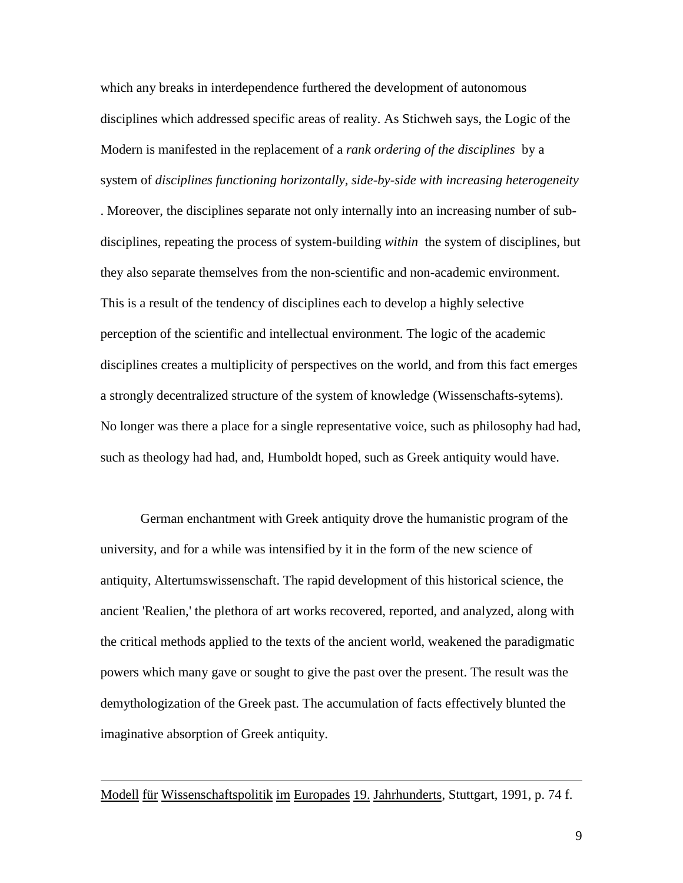which any breaks in interdependence furthered the development of autonomous disciplines which addressed specific areas of reality. As Stichweh says, the Logic of the Modern is manifested in the replacement of a *rank ordering of the disciplines* by a system of *disciplines functioning horizontally, side-by-side with increasing heterogeneity*. Moreover, the disciplines separate not only internally into an increasing number of sub-disciplines, repeating the process of system-building *within* the system of disciplines, but they also separate themselves from the non-scientific and non-academic environment. This is a result of the tendency of disciplines each to develop a highly selective perception of the scientific and intellectual environment. The logic of the academic disciplines creates a multiplicity of perspectives on the world, and from this fact emerges a strongly decentralized structure of the system of knowledge (Wissenschafts-sytems). No longer was there a place for a single representative voice, such as philosophy had had, such as theology had had, and, Humboldt hoped, such as Greek antiquity would have.

German enchantment with Greek antiquity drove the humanistic program of the university, and for a while was intensified by it in the form of the new science of antiquity, Altertumswissenschaft. The rapid development of this historical science, the ancient 'Realien,' the plethora of art works recovered, reported, and analyzed, along with the critical methods applied to the texts of the ancient world, weakened the paradigmatic powers which many gave or sought to give the past over the present. The result was the demythologization of the Greek past. The accumulation of facts effectively blunted the imaginative absorption of Greek antiquity.

---

Modell für Wissenschaftspolitik im Europades 19. Jahrhunderts, Stuttgart, 1991, p. 74 f.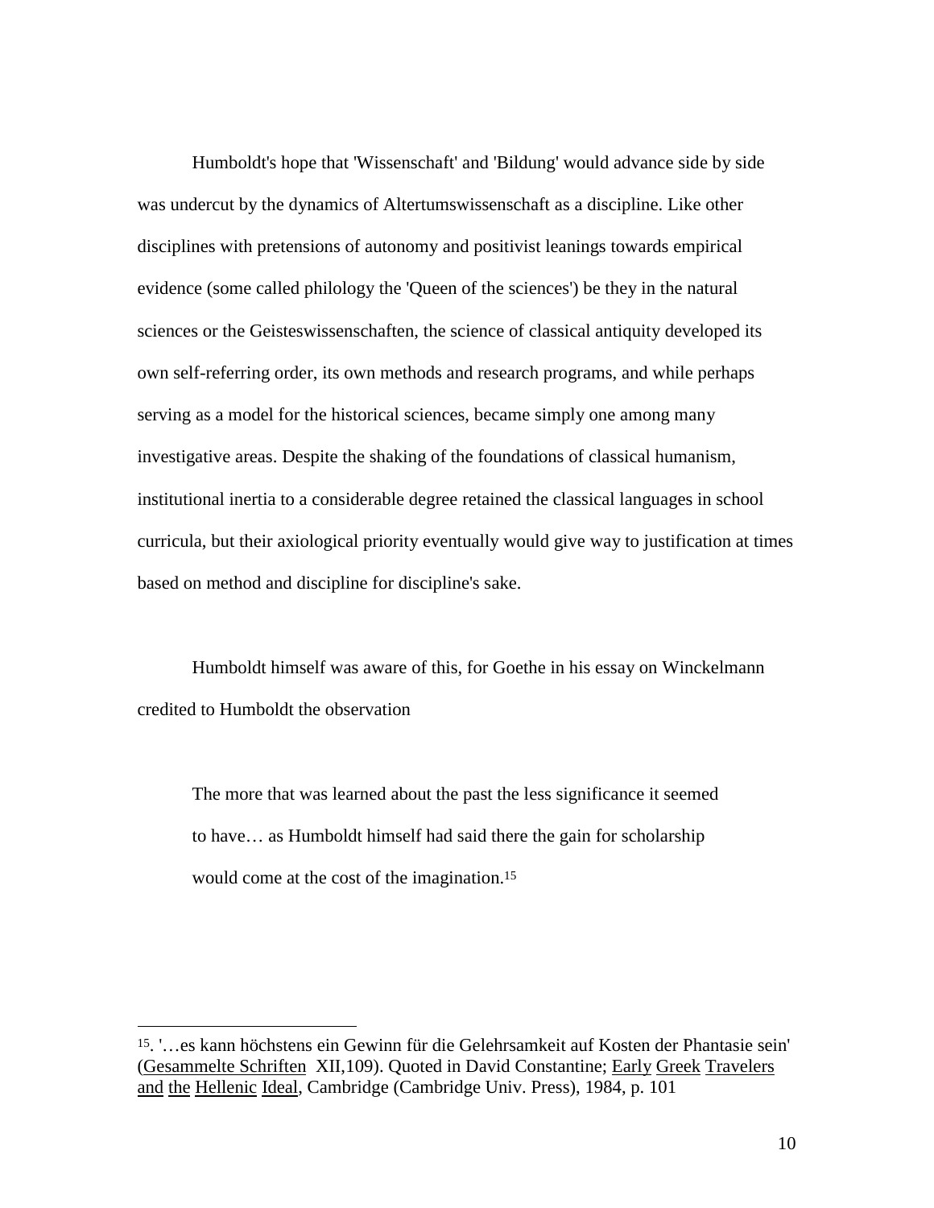Humboldt's hope that 'Wissenschaft' and 'Bildung' would advance side by side was undercut by the dynamics of Altertumswissenschaft as a discipline. Like other disciplines with pretensions of autonomy and positivist leanings towards empirical evidence (some called philology the 'Queen of the sciences') be they in the natural sciences or the Geisteswissenschaften, the science of classical antiquity developed its own self-referring order, its own methods and research programs, and while perhaps serving as a model for the historical sciences, became simply one among many investigative areas. Despite the shaking of the foundations of classical humanism, institutional inertia to a considerable degree retained the classical languages in school curricula, but their axiological priority eventually would give way to justification at times based on method and discipline for discipline's sake.

Humboldt himself was aware of this, for Goethe in his essay on Winckelmann credited to Humboldt the observation

> The more that was learned about the past the less significance it seemed to have… as Humboldt himself had said there the gain for scholarship would come at the cost of the imagination.[15]

---

[15]. '…es kann höchstens ein Gewinn für die Gelehrsamkeit auf Kosten der Phantasie sein' (Gesammelte Schriften XII,109). Quoted in David Constantine; Early Greek Travelers and the Hellenic Ideal, Cambridge (Cambridge Univ. Press), 1984, p. 101